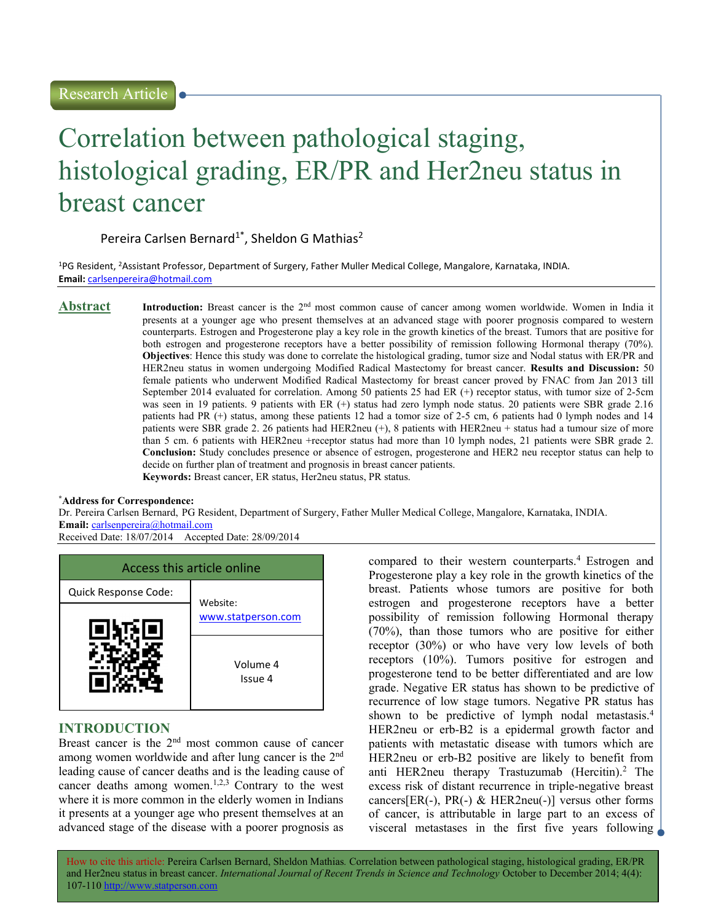Research Article

# Correlation between pathological staging, histological grading, ER/PR and Her2neu status in breast cancer

Pereira Carlsen Bernard[1*], Sheldon G Mathias[2]

[1]PG Resident, [2]Assistant Professor, Department of Surgery, Father Muller Medical College, Mangalore, Karnataka, INDIA.
**Email:** carlsenpereira@hotmail.com

## Abstract

**Introduction:** Breast cancer is the 2nd most common cause of cancer among women worldwide. Women in India it presents at a younger age who present themselves at an advanced stage with poorer prognosis compared to western counterparts. Estrogen and Progesterone play a key role in the growth kinetics of the breast. Tumors that are positive for both estrogen and progesterone receptors have a better possibility of remission following Hormonal therapy (70%). **Objectives**: Hence this study was done to correlate the histological grading, tumor size and Nodal status with ER/PR and HER2neu status in women undergoing Modified Radical Mastectomy for breast cancer. **Results and Discussion:** 50 female patients who underwent Modified Radical Mastectomy for breast cancer proved by FNAC from Jan 2013 till September 2014 evaluated for correlation. Among 50 patients 25 had ER (+) receptor status, with tumor size of 2-5cm was seen in 19 patients. 9 patients with ER (+) status had zero lymph node status. 20 patients were SBR grade 2.16 patients had PR (+) status, among these patients 12 had a tomor size of 2-5 cm, 6 patients had 0 lymph nodes and 14 patients were SBR grade 2. 26 patients had HER2neu (+), 8 patients with HER2neu + status had a tumour size of more than 5 cm. 6 patients with HER2neu +receptor status had more than 10 lymph nodes, 21 patients were SBR grade 2. **Conclusion:** Study concludes presence or absence of estrogen, progesterone and HER2 neu receptor status can help to decide on further plan of treatment and prognosis in breast cancer patients.

**Keywords:** Breast cancer, ER status, Her2neu status, PR status.

[*]**Address for Correspondence:**
Dr. Pereira Carlsen Bernard, PG Resident, Department of Surgery, Father Muller Medical College, Mangalore, Karnataka, INDIA.
**Email:** carlsenpereira@hotmail.com
Received Date: 18/07/2014 Accepted Date: 28/09/2014

| Access this article online | |
|---|---|
| Quick Response Code: | Website: www.statperson.com |
| | Volume 4 Issue 4 |

## INTRODUCTION

Breast cancer is the 2nd most common cause of cancer among women worldwide and after lung cancer is the 2nd leading cause of cancer deaths and is the leading cause of cancer deaths among women.[1,2,3] Contrary to the west where it is more common in the elderly women in Indians it presents at a younger age who present themselves at an advanced stage of the disease with a poorer prognosis as compared to their western counterparts.[4] Estrogen and Progesterone play a key role in the growth kinetics of the breast. Patients whose tumors are positive for both estrogen and progesterone receptors have a better possibility of remission following Hormonal therapy (70%), than those tumors who are positive for either receptor (30%) or who have very low levels of both receptors (10%). Tumors positive for estrogen and progesterone tend to be better differentiated and are low grade. Negative ER status has shown to be predictive of recurrence of low stage tumors. Negative PR status has shown to be predictive of lymph nodal metastasis.[4] HER2neu or erb-B2 is a epidermal growth factor and patients with metastatic disease with tumors which are HER2neu or erb-B2 positive are likely to benefit from anti HER2neu therapy Trastuzumab (Hercitin).[2] The excess risk of distant recurrence in triple-negative breast cancers[ER(-), PR(-) & HER2neu(-)] versus other forms of cancer, is attributable in large part to an excess of visceral metastases in the first five years following

How to cite this article: Pereira Carlsen Bernard, Sheldon Mathias. Correlation between pathological staging, histological grading, ER/PR and Her2neu status in breast cancer. *International Journal of Recent Trends in Science and Technology* October to December 2014; 4(4): 107-110 http://www.statperson.com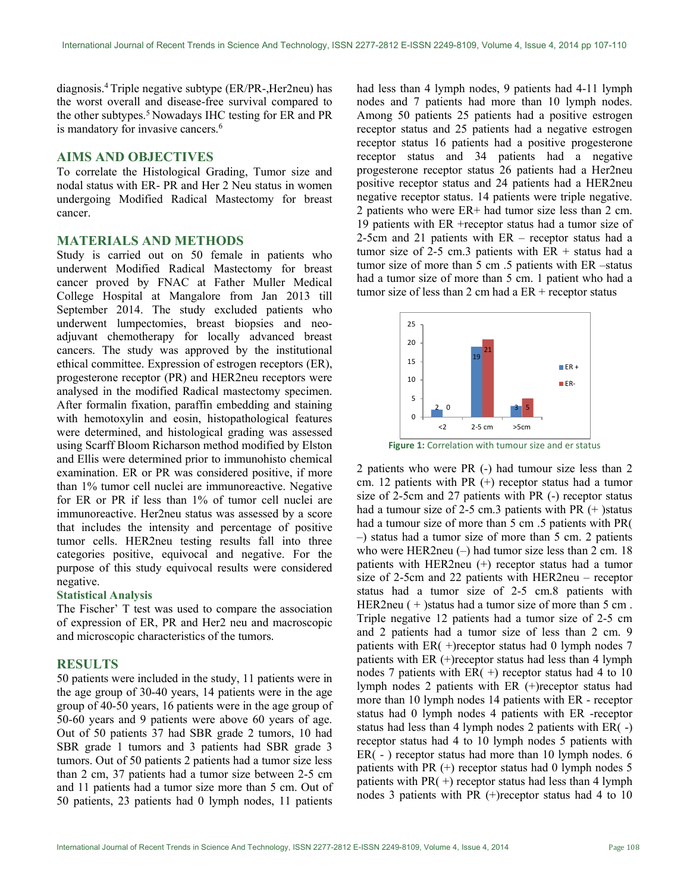diagnosis.[4] Triple negative subtype (ER/PR-,Her2neu) has the worst overall and disease-free survival compared to the other subtypes.[5] Nowadays IHC testing for ER and PR is mandatory for invasive cancers.[6]

## AIMS AND OBJECTIVES

To correlate the Histological Grading, Tumor size and nodal status with ER- PR and Her 2 Neu status in women undergoing Modified Radical Mastectomy for breast cancer.

## MATERIALS AND METHODS

Study is carried out on 50 female in patients who underwent Modified Radical Mastectomy for breast cancer proved by FNAC at Father Muller Medical College Hospital at Mangalore from Jan 2013 till September 2014. The study excluded patients who underwent lumpectomies, breast biopsies and neo-adjuvant chemotherapy for locally advanced breast cancers. The study was approved by the institutional ethical committee. Expression of estrogen receptors (ER), progesterone receptor (PR) and HER2neu receptors were analysed in the modified Radical mastectomy specimen. After formalin fixation, paraffin embedding and staining with hemotoxylin and eosin, histopathological features were determined, and histological grading was assessed using Scarff Bloom Richarson method modified by Elston and Ellis were determined prior to immunohisto chemical examination. ER or PR was considered positive, if more than 1% tumor cell nuclei are immunoreactive. Negative for ER or PR if less than 1% of tumor cell nuclei are immunoreactive. Her2neu status was assessed by a score that includes the intensity and percentage of positive tumor cells. HER2neu testing results fall into three categories positive, equivocal and negative. For the purpose of this study equivocal results were considered negative.

### Statistical Analysis

The Fischer' T test was used to compare the association of expression of ER, PR and Her2 neu and macroscopic and microscopic characteristics of the tumors.

## RESULTS

50 patients were included in the study, 11 patients were in the age group of 30-40 years, 14 patients were in the age group of 40-50 years, 16 patients were in the age group of 50-60 years and 9 patients were above 60 years of age. Out of 50 patients 37 had SBR grade 2 tumors, 10 had SBR grade 1 tumors and 3 patients had SBR grade 3 tumors. Out of 50 patients 2 patients had a tumor size less than 2 cm, 37 patients had a tumor size between 2-5 cm and 11 patients had a tumor size more than 5 cm. Out of 50 patients, 23 patients had 0 lymph nodes, 11 patients had less than 4 lymph nodes, 9 patients had 4-11 lymph nodes and 7 patients had more than 10 lymph nodes. Among 50 patients 25 patients had a positive estrogen receptor status and 25 patients had a negative estrogen receptor status 16 patients had a positive progesterone receptor status and 34 patients had a negative progesterone receptor status 26 patients had a Her2neu positive receptor status and 24 patients had a HER2neu negative receptor status. 14 patients were triple negative. 2 patients who were ER+ had tumor size less than 2 cm. 19 patients with ER +receptor status had a tumor size of 2-5cm and 21 patients with ER – receptor status had a tumor size of 2-5 cm.3 patients with ER + status had a tumor size of more than 5 cm .5 patients with ER –status had a tumor size of more than 5 cm. 1 patient who had a tumor size of less than 2 cm had a ER + receptor status

| | ER + | ER- |
|---|---|---|
| <2 | 2 | 0 |
| 2-5 cm | 19 | 21 |
| >5cm | 3 | 5 |

**Figure 1:** Correlation with tumour size and er status

2 patients who were PR (-) had tumour size less than 2 cm. 12 patients with PR (+) receptor status had a tumor size of 2-5cm and 27 patients with PR (-) receptor status had a tumour size of 2-5 cm.3 patients with PR (+ )status had a tumour size of more than 5 cm .5 patients with PR( –) status had a tumor size of more than 5 cm. 2 patients who were HER2neu (–) had tumor size less than 2 cm. 18 patients with HER2neu (+) receptor status had a tumor size of 2-5cm and 22 patients with HER2neu – receptor status had a tumor size of 2-5 cm.8 patients with HER2neu ( + )status had a tumor size of more than 5 cm . Triple negative 12 patients had a tumor size of 2-5 cm and 2 patients had a tumor size of less than 2 cm. 9 patients with ER( +)receptor status had 0 lymph nodes 7 patients with ER (+)receptor status had less than 4 lymph nodes 7 patients with ER( +) receptor status had 4 to 10 lymph nodes 2 patients with ER (+)receptor status had more than 10 lymph nodes 14 patients with ER - receptor status had 0 lymph nodes 4 patients with ER -receptor status had less than 4 lymph nodes 2 patients with ER( -) receptor status had 4 to 10 lymph nodes 5 patients with ER( - ) receptor status had more than 10 lymph nodes. 6 patients with PR (+) receptor status had 0 lymph nodes 5 patients with PR( +) receptor status had less than 4 lymph nodes 3 patients with PR (+)receptor status had 4 to 10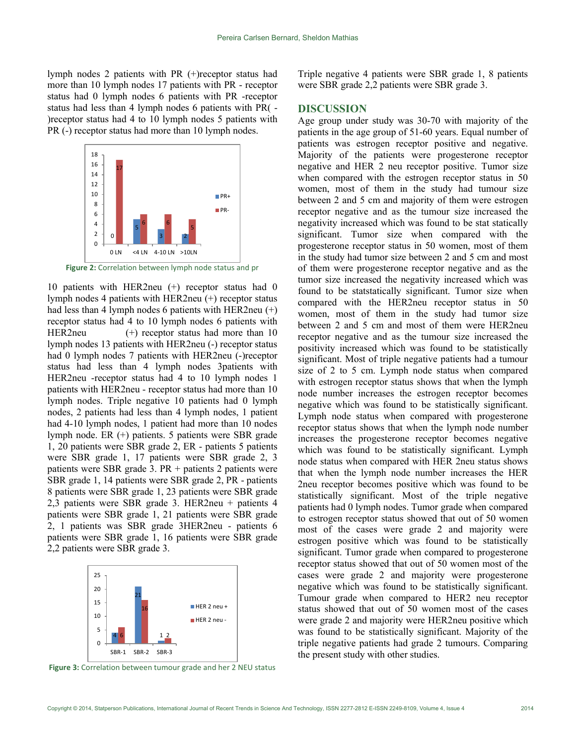lymph nodes 2 patients with PR (+)receptor status had more than 10 lymph nodes 17 patients with PR - receptor status had 0 lymph nodes 6 patients with PR -receptor status had less than 4 lymph nodes 6 patients with PR( -)receptor status had 4 to 10 lymph nodes 5 patients with PR (-) receptor status had more than 10 lymph nodes.

**Figure 2:** Correlation between lymph node status and pr

10 patients with HER2neu (+) receptor status had 0 lymph nodes 4 patients with HER2neu (+) receptor status had less than 4 lymph nodes 6 patients with HER2neu (+) receptor status had 4 to 10 lymph nodes 6 patients with HER2neu (+) receptor status had more than 10 lymph nodes 13 patients with HER2neu (-) receptor status had 0 lymph nodes 7 patients with HER2neu (-)receptor status had less than 4 lymph nodes 3patients with HER2neu -receptor status had 4 to 10 lymph nodes 1 patients with HER2neu - receptor status had more than 10 lymph nodes. Triple negative 10 patients had 0 lymph nodes, 2 patients had less than 4 lymph nodes, 1 patient had 4-10 lymph nodes, 1 patient had more than 10 nodes lymph node. ER (+) patients. 5 patients were SBR grade 1, 20 patients were SBR grade 2, ER - patients 5 patients were SBR grade 1, 17 patients were SBR grade 2, 3 patients were SBR grade 3. PR + patients 2 patients were SBR grade 1, 14 patients were SBR grade 2, PR - patients 8 patients were SBR grade 1, 23 patients were SBR grade 2,3 patients were SBR grade 3. HER2neu + patients 4 patients were SBR grade 1, 21 patients were SBR grade 2, 1 patients was SBR grade 3HER2neu - patients 6 patients were SBR grade 1, 16 patients were SBR grade 2,2 patients were SBR grade 3.

**Figure 3:** Correlation between tumour grade and her 2 NEU status

Triple negative 4 patients were SBR grade 1, 8 patients were SBR grade 2,2 patients were SBR grade 3.

## DISCUSSION

Age group under study was 30-70 with majority of the patients in the age group of 51-60 years. Equal number of patients was estrogen receptor positive and negative. Majority of the patients were progesterone receptor negative and HER 2 neu receptor positive. Tumor size when compared with the estrogen receptor status in 50 women, most of them in the study had tumour size between 2 and 5 cm and majority of them were estrogen receptor negative and as the tumour size increased the negativity increased which was found to be stat statically significant. Tumor size when compared with the progesterone receptor status in 50 women, most of them in the study had tumor size between 2 and 5 cm and most of them were progesterone receptor negative and as the tumor size increased the negativity increased which was found to be statstatically significant. Tumor size when compared with the HER2neu receptor status in 50 women, most of them in the study had tumor size between 2 and 5 cm and most of them were HER2neu receptor negative and as the tumour size increased the positivity increased which was found to be statistically significant. Most of triple negative patients had a tumour size of 2 to 5 cm. Lymph node status when compared with estrogen receptor status shows that when the lymph node number increases the estrogen receptor becomes negative which was found to be statistically significant. Lymph node status when compared with progesterone receptor status shows that when the lymph node number increases the progesterone receptor becomes negative which was found to be statistically significant. Lymph node status when compared with HER 2neu status shows that when the lymph node number increases the HER 2neu receptor becomes positive which was found to be statistically significant. Most of the triple negative patients had 0 lymph nodes. Tumor grade when compared to estrogen receptor status showed that out of 50 women most of the cases were grade 2 and majority were estrogen positive which was found to be statistically significant. Tumor grade when compared to progesterone receptor status showed that out of 50 women most of the cases were grade 2 and majority were progesterone negative which was found to be statistically significant. Tumour grade when compared to HER2 neu receptor status showed that out of 50 women most of the cases were grade 2 and majority were HER2neu positive which was found to be statistically significant. Majority of the triple negative patients had grade 2 tumours. Comparing the present study with other studies.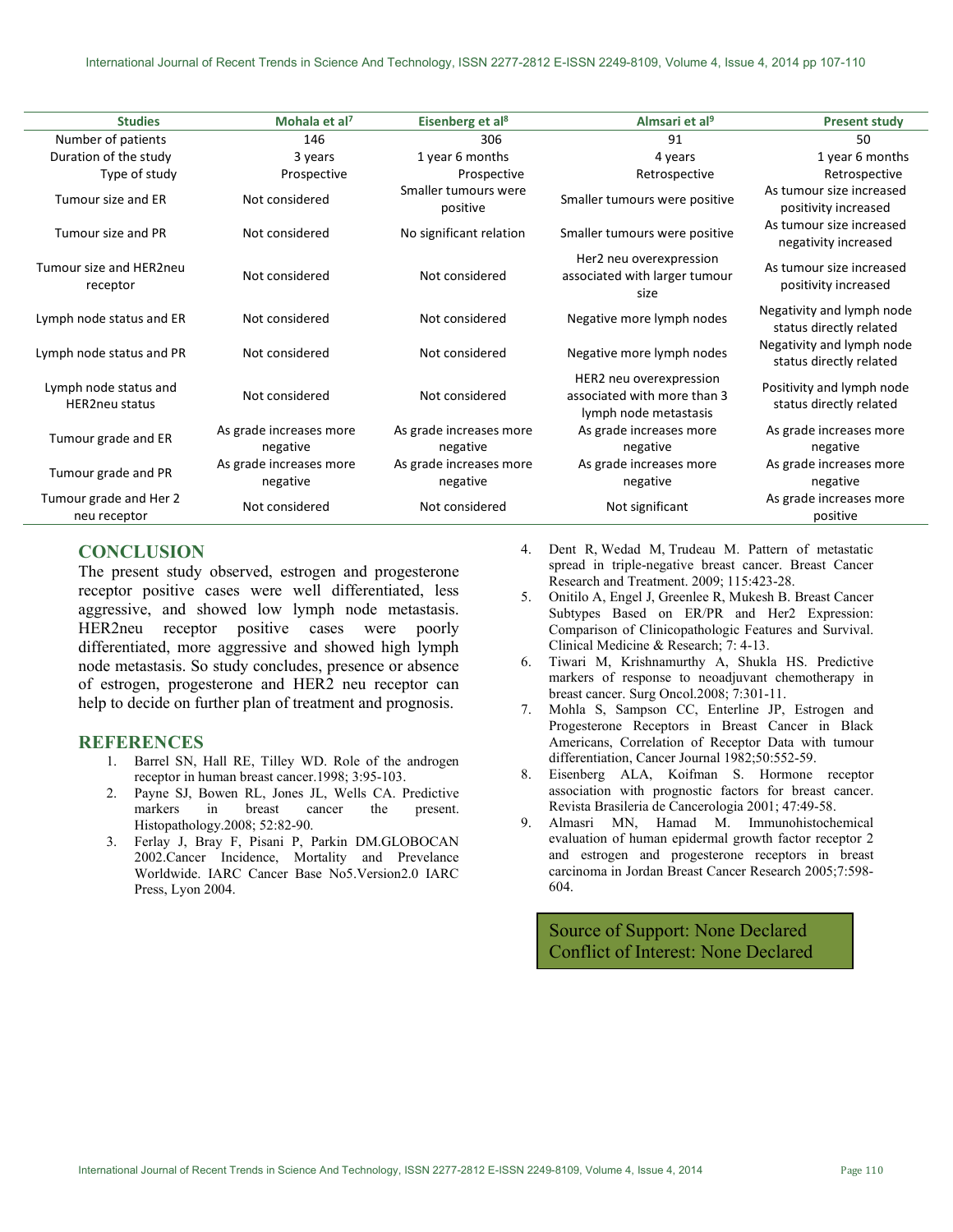| Studies | Mohala et al[7] | Eisenberg et al[8] | Almsari et al[9] | Present study |
|---|---|---|---|---|
| Number of patients | 146 | 306 | 91 | 50 |
| Duration of the study | 3 years | 1 year 6 months | 4 years | 1 year 6 months |
| Type of study | Prospective | Prospective | Retrospective | Retrospective |
| Tumour size and ER | Not considered | Smaller tumours were positive | Smaller tumours were positive | As tumour size increased positivity increased |
| Tumour size and PR | Not considered | No significant relation | Smaller tumours were positive | As tumour size increased negativity increased |
| Tumour size and HER2neu receptor | Not considered | Not considered | Her2 neu overexpression associated with larger tumour size | As tumour size increased positivity increased |
| Lymph node status and ER | Not considered | Not considered | Negative more lymph nodes | Negativity and lymph node status directly related |
| Lymph node status and PR | Not considered | Not considered | Negative more lymph nodes | Negativity and lymph node status directly related |
| Lymph node status and HER2neu status | Not considered | Not considered | HER2 neu overexpression associated with more than 3 lymph node metastasis | Positivity and lymph node status directly related |
| Tumour grade and ER | As grade increases more negative | As grade increases more negative | As grade increases more negative | As grade increases more negative |
| Tumour grade and PR | As grade increases more negative | As grade increases more negative | As grade increases more negative | As grade increases more negative |
| Tumour grade and Her 2 neu receptor | Not considered | Not considered | Not significant | As grade increases more positive |

## CONCLUSION

The present study observed, estrogen and progesterone receptor positive cases were well differentiated, less aggressive, and showed low lymph node metastasis. HER2neu receptor positive cases were poorly differentiated, more aggressive and showed high lymph node metastasis. So study concludes, presence or absence of estrogen, progesterone and HER2 neu receptor can help to decide on further plan of treatment and prognosis.

## REFERENCES

1. Barrel SN, Hall RE, Tilley WD. Role of the androgen receptor in human breast cancer.1998; 3:95-103.
2. Payne SJ, Bowen RL, Jones JL, Wells CA. Predictive markers in breast cancer the present. Histopathology.2008; 52:82-90.
3. Ferlay J, Bray F, Pisani P, Parkin DM.GLOBOCAN 2002.Cancer Incidence, Mortality and Prevelance Worldwide. IARC Cancer Base No5.Version2.0 IARC Press, Lyon 2004.
4. Dent R, Wedad M, Trudeau M. Pattern of metastatic spread in triple-negative breast cancer. Breast Cancer Research and Treatment. 2009; 115:423-28.
5. Onitilo A, Engel J, Greenlee R, Mukesh B. Breast Cancer Subtypes Based on ER/PR and Her2 Expression: Comparison of Clinicopathologic Features and Survival. Clinical Medicine & Research; 7: 4-13.
6. Tiwari M, Krishnamurthy A, Shukla HS. Predictive markers of response to neoadjuvant chemotherapy in breast cancer. Surg Oncol.2008; 7:301-11.
7. Mohla S, Sampson CC, Enterline JP, Estrogen and Progesterone Receptors in Breast Cancer in Black Americans, Correlation of Receptor Data with tumour differentiation, Cancer Journal 1982;50:552-59.
8. Eisenberg ALA, Koifman S. Hormone receptor association with prognostic factors for breast cancer. Revista Brasileria de Cancerologia 2001; 47:49-58.
9. Almasri MN, Hamad M. Immunohistochemical evaluation of human epidermal growth factor receptor 2 and estrogen and progesterone receptors in breast carcinoma in Jordan Breast Cancer Research 2005;7:598-604.

Source of Support: None Declared
Conflict of Interest: None Declared